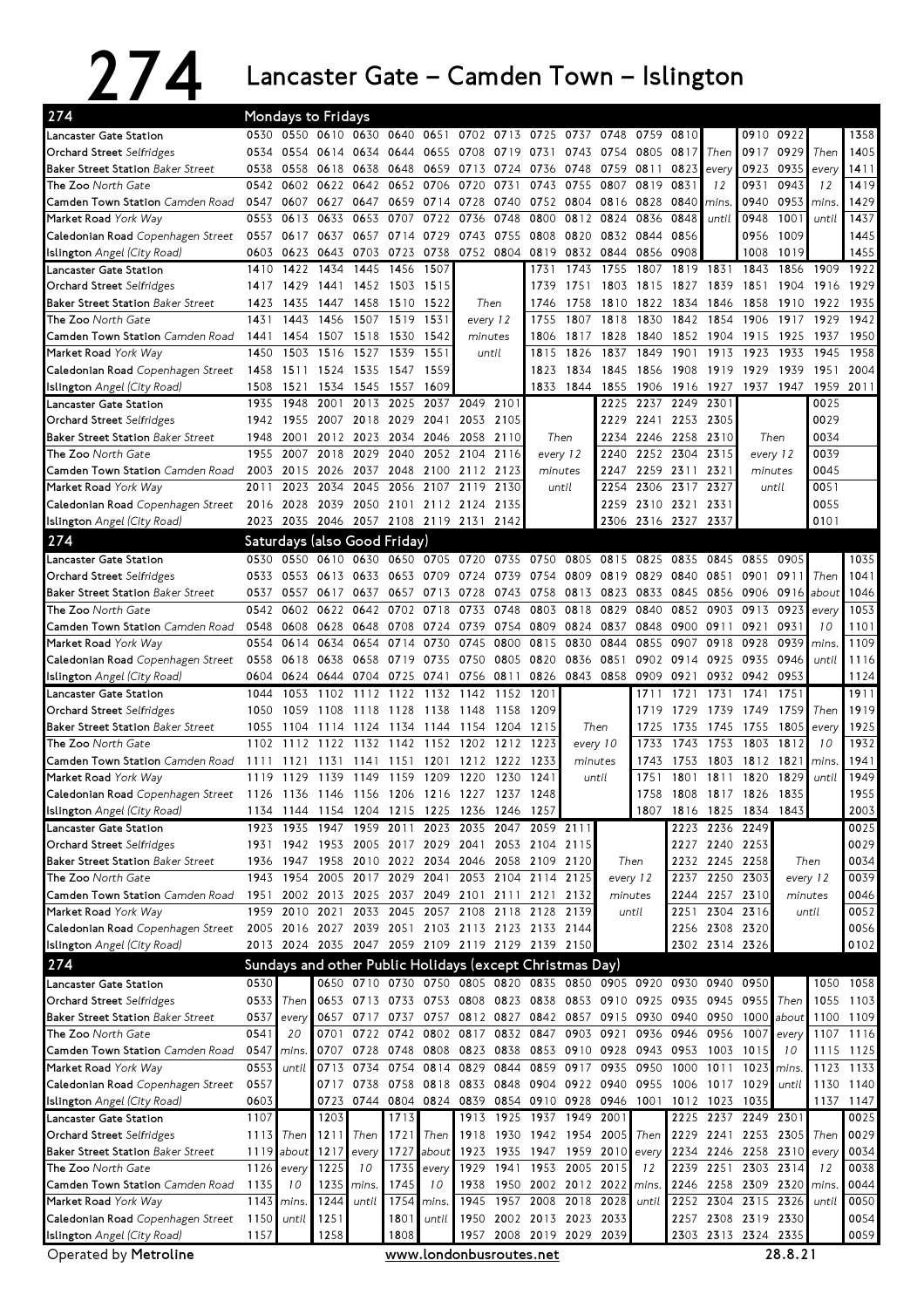# 274 Lancaster Gate – Camden Town – Islington

## Mondays to Fridays

| 274 | | | | | | | | | | | | | | | | | | |
|---|---|---|---|---|---|---|---|---|---|---|---|---|---|---|---|---|---|---|
| **Lancaster Gate Station** | 0530 | 0550 | 0610 | 0630 | 0640 | 0651 | 0702 | 0713 | 0725 | 0737 | 0748 | 0759 | 0810 | | 0910 | 0922 | | 1358 |
| **Orchard Street** *Selfridges* | 0534 | 0554 | 0614 | 0634 | 0644 | 0655 | 0708 | 0719 | 0731 | 0743 | 0754 | 0805 | 0817 | Then | 0917 | 0929 | Then | 1405 |
| **Baker Street Station** *Baker Street* | 0538 | 0558 | 0618 | 0638 | 0648 | 0659 | 0713 | 0724 | 0736 | 0748 | 0759 | 0811 | 0823 | every | 0923 | 0935 | every | 1411 |
| **The Zoo** *North Gate* | 0542 | 0602 | 0622 | 0642 | 0652 | 0706 | 0720 | 0731 | 0743 | 0755 | 0807 | 0819 | 0831 | 12 | 0931 | 0943 | 12 | 1419 |
| **Camden Town Station** *Camden Road* | 0547 | 0607 | 0627 | 0647 | 0659 | 0714 | 0728 | 0740 | 0752 | 0804 | 0816 | 0828 | 0840 | mins. | 0940 | 0953 | mins. | 1429 |
| **Market Road** *York Way* | 0553 | 0613 | 0633 | 0653 | 0707 | 0722 | 0736 | 0748 | 0800 | 0812 | 0824 | 0836 | 0848 | until | 0948 | 1001 | until | 1437 |
| **Caledonian Road** *Copenhagen Street* | 0557 | 0617 | 0637 | 0657 | 0714 | 0729 | 0743 | 0755 | 0808 | 0820 | 0832 | 0844 | 0856 | | 0956 | 1009 | | 1445 |
| **Islington** *Angel (City Road)* | 0603 | 0623 | 0643 | 0703 | 0723 | 0738 | 0752 | 0804 | 0819 | 0832 | 0844 | 0856 | 0908 | | 1008 | 1019 | | 1455 |

| 274 | | | | | | | | | | | | | | | | | |
|---|---|---|---|---|---|---|---|---|---|---|---|---|---|---|---|---|---|
| **Lancaster Gate Station** | 1410 | 1422 | 1434 | 1445 | 1456 | 1507 | | 1731 | 1743 | 1755 | 1807 | 1819 | 1831 | 1843 | 1856 | 1909 | 1922 |
| **Orchard Street** *Selfridges* | 1417 | 1429 | 1441 | 1452 | 1503 | 1515 | | 1739 | 1751 | 1803 | 1815 | 1827 | 1839 | 1851 | 1904 | 1916 | 1929 |
| **Baker Street Station** *Baker Street* | 1423 | 1435 | 1447 | 1458 | 1510 | 1522 | Then | 1746 | 1758 | 1810 | 1822 | 1834 | 1846 | 1858 | 1910 | 1922 | 1935 |
| **The Zoo** *North Gate* | 1431 | 1443 | 1456 | 1507 | 1519 | 1531 | every 12 | 1755 | 1807 | 1818 | 1830 | 1842 | 1854 | 1906 | 1917 | 1929 | 1942 |
| **Camden Town Station** *Camden Road* | 1441 | 1454 | 1507 | 1518 | 1530 | 1542 | minutes | 1806 | 1817 | 1828 | 1840 | 1852 | 1904 | 1915 | 1925 | 1937 | 1950 |
| **Market Road** *York Way* | 1450 | 1503 | 1516 | 1527 | 1539 | 1551 | until | 1815 | 1826 | 1837 | 1849 | 1901 | 1913 | 1923 | 1933 | 1945 | 1958 |
| **Caledonian Road** *Copenhagen Street* | 1458 | 1511 | 1524 | 1535 | 1547 | 1559 | | 1823 | 1834 | 1845 | 1856 | 1908 | 1919 | 1929 | 1939 | 1951 | 2004 |
| **Islington** *Angel (City Road)* | 1508 | 1521 | 1534 | 1545 | 1557 | 1609 | | 1833 | 1844 | 1855 | 1906 | 1916 | 1927 | 1937 | 1947 | 1959 | 2011 |

| 274 | | | | | | | | | | | | | | | |
|---|---|---|---|---|---|---|---|---|---|---|---|---|---|---|---|
| **Lancaster Gate Station** | 1935 | 1948 | 2001 | 2013 | 2025 | 2037 | 2049 | 2101 | | 2225 | 2237 | 2249 | 2301 | | 0025 |
| **Orchard Street** *Selfridges* | 1942 | 1955 | 2007 | 2018 | 2029 | 2041 | 2053 | 2105 | | 2229 | 2241 | 2253 | 2305 | | 0029 |
| **Baker Street Station** *Baker Street* | 1948 | 2001 | 2012 | 2023 | 2034 | 2046 | 2058 | 2110 | Then | 2234 | 2246 | 2258 | 2310 | Then | 0034 |
| **The Zoo** *North Gate* | 1955 | 2007 | 2018 | 2029 | 2040 | 2052 | 2104 | 2116 | every 12 | 2240 | 2252 | 2304 | 2315 | every 12 | 0039 |
| **Camden Town Station** *Camden Road* | 2003 | 2015 | 2026 | 2037 | 2048 | 2100 | 2112 | 2123 | minutes | 2247 | 2259 | 2311 | 2321 | minutes | 0045 |
| **Market Road** *York Way* | 2011 | 2023 | 2034 | 2045 | 2056 | 2107 | 2119 | 2130 | until | 2254 | 2306 | 2317 | 2327 | until | 0051 |
| **Caledonian Road** *Copenhagen Street* | 2016 | 2028 | 2039 | 2050 | 2101 | 2112 | 2124 | 2135 | | 2259 | 2310 | 2321 | 2331 | | 0055 |
| **Islington** *Angel (City Road)* | 2023 | 2035 | 2046 | 2057 | 2108 | 2119 | 2131 | 2142 | | 2306 | 2316 | 2327 | 2337 | | 0101 |

## Saturdays (also Good Friday)

| 274 | | | | | | | | | | | | | | | | | | |
|---|---|---|---|---|---|---|---|---|---|---|---|---|---|---|---|---|---|---|
| **Lancaster Gate Station** | 0530 | 0550 | 0610 | 0630 | 0650 | 0705 | 0720 | 0735 | 0750 | 0805 | 0815 | 0825 | 0835 | 0845 | 0855 | 0905 | | 1035 |
| **Orchard Street** *Selfridges* | 0533 | 0553 | 0613 | 0633 | 0653 | 0709 | 0724 | 0739 | 0754 | 0809 | 0819 | 0829 | 0840 | 0851 | 0901 | 0911 | Then | 1041 |
| **Baker Street Station** *Baker Street* | 0537 | 0557 | 0617 | 0637 | 0657 | 0713 | 0728 | 0743 | 0758 | 0813 | 0823 | 0833 | 0845 | 0856 | 0906 | 0916 | about | 1046 |
| **The Zoo** *North Gate* | 0542 | 0602 | 0622 | 0642 | 0702 | 0718 | 0733 | 0748 | 0803 | 0818 | 0829 | 0840 | 0852 | 0903 | 0913 | 0923 | every | 1053 |
| **Camden Town Station** *Camden Road* | 0548 | 0608 | 0628 | 0648 | 0708 | 0724 | 0739 | 0754 | 0809 | 0824 | 0837 | 0848 | 0900 | 0911 | 0921 | 0931 | 10 | 1101 |
| **Market Road** *York Way* | 0554 | 0614 | 0634 | 0654 | 0714 | 0730 | 0745 | 0800 | 0815 | 0830 | 0844 | 0855 | 0907 | 0918 | 0928 | 0939 | mins. | 1109 |
| **Caledonian Road** *Copenhagen Street* | 0558 | 0618 | 0638 | 0658 | 0719 | 0735 | 0750 | 0805 | 0820 | 0836 | 0851 | 0902 | 0914 | 0925 | 0935 | 0946 | until | 1116 |
| **Islington** *Angel (City Road)* | 0604 | 0624 | 0644 | 0704 | 0725 | 0741 | 0756 | 0811 | 0826 | 0843 | 0858 | 0909 | 0921 | 0932 | 0942 | 0953 | | 1124 |

| 274 | | | | | | | | | | | | | | | | | |
|---|---|---|---|---|---|---|---|---|---|---|---|---|---|---|---|---|---|
| **Lancaster Gate Station** | 1044 | 1053 | 1102 | 1112 | 1122 | 1132 | 1142 | 1152 | 1201 | | 1711 | 1721 | 1731 | 1741 | 1751 | | 1911 |
| **Orchard Street** *Selfridges* | 1050 | 1059 | 1108 | 1118 | 1128 | 1138 | 1148 | 1158 | 1209 | | 1719 | 1729 | 1739 | 1749 | 1759 | Then | 1919 |
| **Baker Street Station** *Baker Street* | 1055 | 1104 | 1114 | 1124 | 1134 | 1144 | 1154 | 1204 | 1215 | Then | 1725 | 1735 | 1745 | 1755 | 1805 | every | 1925 |
| **The Zoo** *North Gate* | 1102 | 1112 | 1122 | 1132 | 1142 | 1152 | 1202 | 1212 | 1223 | every 10 | 1733 | 1743 | 1753 | 1803 | 1812 | 10 | 1932 |
| **Camden Town Station** *Camden Road* | 1111 | 1121 | 1131 | 1141 | 1151 | 1201 | 1212 | 1222 | 1233 | minutes | 1743 | 1753 | 1803 | 1812 | 1821 | mins. | 1941 |
| **Market Road** *York Way* | 1119 | 1129 | 1139 | 1149 | 1159 | 1209 | 1220 | 1230 | 1241 | until | 1751 | 1801 | 1811 | 1820 | 1829 | until | 1949 |
| **Caledonian Road** *Copenhagen Street* | 1126 | 1136 | 1146 | 1156 | 1206 | 1216 | 1227 | 1237 | 1248 | | 1758 | 1808 | 1817 | 1826 | 1835 | | 1955 |
| **Islington** *Angel (City Road)* | 1134 | 1144 | 1154 | 1204 | 1215 | 1225 | 1236 | 1246 | 1257 | | 1807 | 1816 | 1825 | 1834 | 1843 | | 2003 |

| 274 | | | | | | | | | | | | | | | | |
|---|---|---|---|---|---|---|---|---|---|---|---|---|---|---|---|---|
| **Lancaster Gate Station** | 1923 | 1935 | 1947 | 1959 | 2011 | 2023 | 2035 | 2047 | 2059 | 2111 | | 2223 | 2236 | 2249 | | 0025 |
| **Orchard Street** *Selfridges* | 1931 | 1942 | 1953 | 2005 | 2017 | 2029 | 2041 | 2053 | 2104 | 2115 | | 2227 | 2240 | 2253 | | 0029 |
| **Baker Street Station** *Baker Street* | 1936 | 1947 | 1958 | 2010 | 2022 | 2034 | 2046 | 2058 | 2109 | 2120 | Then | 2232 | 2245 | 2258 | Then | 0034 |
| **The Zoo** *North Gate* | 1943 | 1954 | 2005 | 2017 | 2029 | 2041 | 2053 | 2104 | 2114 | 2125 | every 12 | 2237 | 2250 | 2303 | every 12 | 0039 |
| **Camden Town Station** *Camden Road* | 1951 | 2002 | 2013 | 2025 | 2037 | 2049 | 2101 | 2111 | 2121 | 2132 | minutes | 2244 | 2257 | 2310 | minutes | 0046 |
| **Market Road** *York Way* | 1959 | 2010 | 2021 | 2033 | 2045 | 2057 | 2108 | 2118 | 2128 | 2139 | until | 2251 | 2304 | 2316 | until | 0052 |
| **Caledonian Road** *Copenhagen Street* | 2005 | 2016 | 2027 | 2039 | 2051 | 2103 | 2113 | 2123 | 2133 | 2144 | | 2256 | 2308 | 2320 | | 0056 |
| **Islington** *Angel (City Road)* | 2013 | 2024 | 2035 | 2047 | 2059 | 2109 | 2119 | 2129 | 2139 | 2150 | | 2302 | 2314 | 2326 | | 0102 |

## Sundays and other Public Holidays (except Christmas Day)

| 274 | | | | | | | | | | | | | | | | | | |
|---|---|---|---|---|---|---|---|---|---|---|---|---|---|---|---|---|---|---|
| **Lancaster Gate Station** | 0530 | | 0650 | 0710 | 0730 | 0750 | 0805 | 0820 | 0835 | 0850 | 0905 | 0920 | 0930 | 0940 | 0950 | | 1050 | 1058 |
| **Orchard Street** *Selfridges* | 0533 | Then | 0653 | 0713 | 0733 | 0753 | 0808 | 0823 | 0838 | 0853 | 0910 | 0925 | 0935 | 0945 | 0955 | Then | 1055 | 1103 |
| **Baker Street Station** *Baker Street* | 0537 | every | 0657 | 0717 | 0737 | 0757 | 0812 | 0827 | 0842 | 0857 | 0915 | 0930 | 0940 | 0950 | 1000 | about | 1100 | 1109 |
| **The Zoo** *North Gate* | 0541 | 20 | 0701 | 0722 | 0742 | 0802 | 0817 | 0832 | 0847 | 0903 | 0921 | 0936 | 0946 | 0956 | 1007 | every | 1107 | 1116 |
| **Camden Town Station** *Camden Road* | 0547 | mins. | 0707 | 0728 | 0748 | 0808 | 0823 | 0838 | 0853 | 0910 | 0928 | 0943 | 0953 | 1003 | 1015 | 10 | 1115 | 1125 |
| **Market Road** *York Way* | 0553 | until | 0713 | 0734 | 0754 | 0814 | 0829 | 0844 | 0859 | 0917 | 0935 | 0950 | 1000 | 1011 | 1023 | mins. | 1123 | 1133 |
| **Caledonian Road** *Copenhagen Street* | 0557 | | 0717 | 0738 | 0758 | 0818 | 0833 | 0848 | 0904 | 0922 | 0940 | 0955 | 1006 | 1017 | 1029 | until | 1130 | 1140 |
| **Islington** *Angel (City Road)* | 0603 | | 0723 | 0744 | 0804 | 0824 | 0839 | 0854 | 0910 | 0928 | 0946 | 1001 | 1012 | 1023 | 1035 | | 1137 | 1147 |

| 274 | | | | | | | | | | | | | | | | | | |
|---|---|---|---|---|---|---|---|---|---|---|---|---|---|---|---|---|---|---|
| **Lancaster Gate Station** | 1107 | | 1203 | | 1713 | | 1913 | 1925 | 1937 | 1949 | 2001 | | 2225 | 2237 | 2249 | 2301 | | 0025 |
| **Orchard Street** *Selfridges* | 1113 | Then | 1211 | Then | 1721 | Then | 1918 | 1930 | 1942 | 1954 | 2005 | Then | 2229 | 2241 | 2253 | 2305 | Then | 0029 |
| **Baker Street Station** *Baker Street* | 1119 | about | 1217 | every | 1727 | about | 1923 | 1935 | 1947 | 1959 | 2010 | every | 2234 | 2246 | 2258 | 2310 | every | 0034 |
| **The Zoo** *North Gate* | 1126 | every | 1225 | 10 | 1735 | every | 1929 | 1941 | 1953 | 2005 | 2015 | 12 | 2239 | 2251 | 2303 | 2314 | 12 | 0038 |
| **Camden Town Station** *Camden Road* | 1135 | 10 | 1235 | mins. | 1745 | 10 | 1938 | 1950 | 2002 | 2012 | 2022 | mins. | 2246 | 2258 | 2309 | 2320 | mins. | 0044 |
| **Market Road** *York Way* | 1143 | mins. | 1244 | until | 1754 | mins. | 1945 | 1957 | 2008 | 2018 | 2028 | until | 2252 | 2304 | 2315 | 2326 | until | 0050 |
| **Caledonian Road** *Copenhagen Street* | 1150 | until | 1251 | | 1801 | until | 1950 | 2002 | 2013 | 2023 | 2033 | | 2257 | 2308 | 2319 | 2330 | | 0054 |
| **Islington** *Angel (City Road)* | 1157 | | 1258 | | 1808 | | 1957 | 2008 | 2019 | 2029 | 2039 | | 2303 | 2313 | 2324 | 2335 | | 0059 |

Operated by **Metroline** — www.londonbusroutes.net — 28.8.21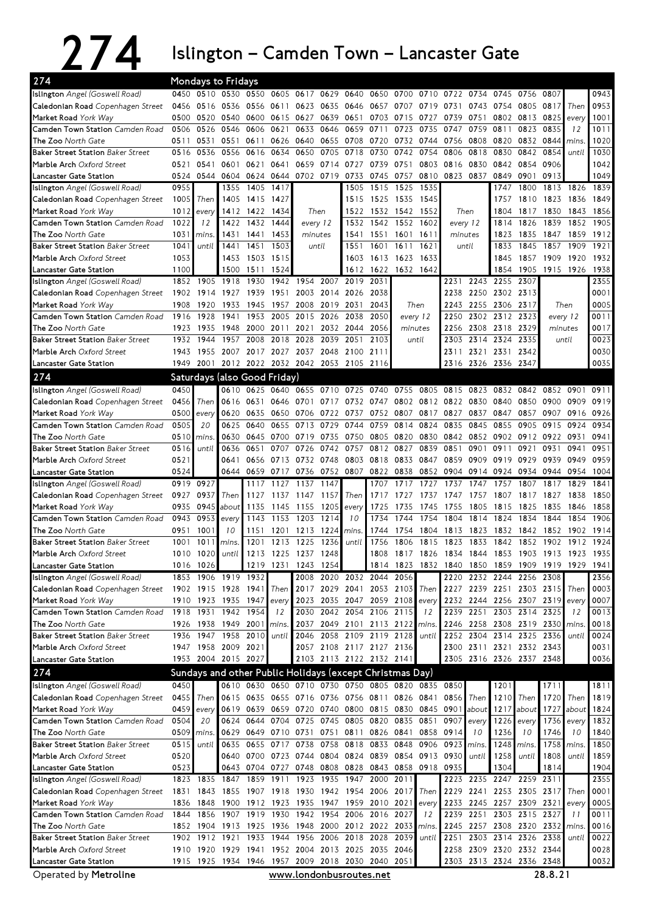# 274 Islington – Camden Town – Lancaster Gate

## Mondays to Fridays

| | | | | | | | | | | | | | | | | | | |
|---|---|---|---|---|---|---|---|---|---|---|---|---|---|---|---|---|---|---|
| **Islington** Angel (Goswell Road) | 0450 | 0510 | 0530 | 0550 | 0605 | 0617 | 0629 | 0640 | 0650 | 0700 | 0710 | 0722 | 0734 | 0745 | 0756 | 0807 | | 0943 |
| **Caledonian Road** Copenhagen Street | 0456 | 0516 | 0536 | 0556 | 0611 | 0623 | 0635 | 0646 | 0657 | 0707 | 0719 | 0731 | 0743 | 0754 | 0805 | 0817 | Then | 0953 |
| **Market Road** York Way | 0500 | 0520 | 0540 | 0600 | 0615 | 0627 | 0639 | 0651 | 0703 | 0715 | 0727 | 0739 | 0751 | 0802 | 0813 | 0825 | every | 1001 |
| **Camden Town Station** Camden Road | 0506 | 0526 | 0546 | 0606 | 0621 | 0633 | 0646 | 0659 | 0711 | 0723 | 0735 | 0747 | 0759 | 0811 | 0823 | 0835 | 12 | 1011 |
| **The Zoo** North Gate | 0511 | 0531 | 0551 | 0611 | 0626 | 0640 | 0655 | 0708 | 0720 | 0732 | 0744 | 0756 | 0808 | 0820 | 0832 | 0844 | mins. | 1020 |
| **Baker Street Station** Baker Street | 0516 | 0536 | 0556 | 0616 | 0634 | 0650 | 0705 | 0718 | 0730 | 0742 | 0754 | 0806 | 0818 | 0830 | 0842 | 0854 | until | 1030 |
| **Marble Arch** Oxford Street | 0521 | 0541 | 0601 | 0621 | 0641 | 0659 | 0714 | 0727 | 0739 | 0751 | 0803 | 0816 | 0830 | 0842 | 0854 | 0906 | | 1042 |
| **Lancaster Gate Station** | 0524 | 0544 | 0604 | 0624 | 0644 | 0702 | 0719 | 0733 | 0745 | 0757 | 0810 | 0823 | 0837 | 0849 | 0901 | 0913 | | 1049 |

| | | | | | | | | | | | | | | | | | | |
|---|---|---|---|---|---|---|---|---|---|---|---|---|---|---|---|---|---|---|
| **Islington** Angel (Goswell Road) | 0955 | | 1355 | 1405 | 1417 | | | 1505 | 1515 | 1525 | 1535 | | | 1747 | 1800 | 1813 | 1826 | 1839 |
| **Caledonian Road** Copenhagen Street | 1005 | Then | 1405 | 1415 | 1427 | | | 1515 | 1525 | 1535 | 1545 | | | 1757 | 1810 | 1823 | 1836 | 1849 |
| **Market Road** York Way | 1012 | every | 1412 | 1422 | 1434 | Then | | 1522 | 1532 | 1542 | 1552 | Then | | 1804 | 1817 | 1830 | 1843 | 1856 |
| **Camden Town Station** Camden Road | 1022 | 12 | 1422 | 1432 | 1444 | every 12 | | 1532 | 1542 | 1552 | 1602 | every 12 | | 1814 | 1826 | 1839 | 1852 | 1905 |
| **The Zoo** North Gate | 1031 | mins. | 1431 | 1441 | 1453 | minutes | | 1541 | 1551 | 1601 | 1611 | minutes | | 1823 | 1835 | 1847 | 1859 | 1912 |
| **Baker Street Station** Baker Street | 1041 | until | 1441 | 1451 | 1503 | until | | 1551 | 1601 | 1611 | 1621 | until | | 1833 | 1845 | 1857 | 1909 | 1921 |
| **Marble Arch** Oxford Street | 1053 | | 1453 | 1503 | 1515 | | | 1603 | 1613 | 1623 | 1633 | | | 1845 | 1857 | 1909 | 1920 | 1932 |
| **Lancaster Gate Station** | 1100 | | 1500 | 1511 | 1524 | | | 1612 | 1622 | 1632 | 1642 | | | 1854 | 1905 | 1915 | 1926 | 1938 |

| | | | | | | | | | | | | | | | | | | |
|---|---|---|---|---|---|---|---|---|---|---|---|---|---|---|---|---|---|---|
| **Islington** Angel (Goswell Road) | 1852 | 1905 | 1918 | 1930 | 1942 | 1954 | 2007 | 2019 | 2031 | | | 2231 | 2243 | 2255 | 2307 | | | 2355 |
| **Caledonian Road** Copenhagen Street | 1902 | 1914 | 1927 | 1939 | 1951 | 2003 | 2014 | 2026 | 2038 | | | 2238 | 2250 | 2302 | 2313 | | | 0001 |
| **Market Road** York Way | 1908 | 1920 | 1933 | 1945 | 1957 | 2008 | 2019 | 2031 | 2043 | Then | | 2243 | 2255 | 2306 | 2317 | Then | | 0005 |
| **Camden Town Station** Camden Road | 1916 | 1928 | 1941 | 1953 | 2005 | 2015 | 2026 | 2038 | 2050 | every 12 | | 2250 | 2302 | 2312 | 2323 | every 12 | | 0011 |
| **The Zoo** North Gate | 1923 | 1935 | 1948 | 2000 | 2011 | 2021 | 2032 | 2044 | 2056 | minutes | | 2256 | 2308 | 2318 | 2329 | minutes | | 0017 |
| **Baker Street Station** Baker Street | 1932 | 1944 | 1957 | 2008 | 2018 | 2028 | 2039 | 2051 | 2103 | until | | 2303 | 2314 | 2324 | 2335 | until | | 0023 |
| **Marble Arch** Oxford Street | 1943 | 1955 | 2007 | 2017 | 2027 | 2037 | 2048 | 2100 | 2111 | | | 2311 | 2321 | 2331 | 2342 | | | 0030 |
| **Lancaster Gate Station** | 1949 | 2001 | 2012 | 2022 | 2032 | 2042 | 2053 | 2105 | 2116 | | | 2316 | 2326 | 2336 | 2347 | | | 0035 |

## Saturdays (also Good Friday)

| | | | | | | | | | | | | | | | | | | |
|---|---|---|---|---|---|---|---|---|---|---|---|---|---|---|---|---|---|---|
| **Islington** Angel (Goswell Road) | 0450 | | 0610 | 0625 | 0640 | 0655 | 0710 | 0725 | 0740 | 0755 | 0805 | 0815 | 0823 | 0832 | 0842 | 0852 | 0901 | 0911 |
| **Caledonian Road** Copenhagen Street | 0456 | Then | 0616 | 0631 | 0646 | 0701 | 0717 | 0732 | 0747 | 0802 | 0812 | 0822 | 0830 | 0840 | 0850 | 0900 | 0909 | 0919 |
| **Market Road** York Way | 0500 | every | 0620 | 0635 | 0650 | 0706 | 0722 | 0737 | 0752 | 0807 | 0817 | 0827 | 0837 | 0847 | 0857 | 0907 | 0916 | 0926 |
| **Camden Town Station** Camden Road | 0505 | 20 | 0625 | 0640 | 0655 | 0713 | 0729 | 0744 | 0759 | 0814 | 0824 | 0835 | 0845 | 0855 | 0905 | 0915 | 0924 | 0934 |
| **The Zoo** North Gate | 0510 | mins. | 0630 | 0645 | 0700 | 0719 | 0735 | 0750 | 0805 | 0820 | 0830 | 0842 | 0852 | 0902 | 0912 | 0922 | 0931 | 0941 |
| **Baker Street Station** Baker Street | 0516 | until | 0636 | 0651 | 0707 | 0726 | 0742 | 0757 | 0812 | 0827 | 0839 | 0851 | 0901 | 0911 | 0921 | 0931 | 0941 | 0951 |
| **Marble Arch** Oxford Street | 0521 | | 0641 | 0656 | 0713 | 0732 | 0748 | 0803 | 0818 | 0833 | 0847 | 0859 | 0909 | 0919 | 0929 | 0939 | 0949 | 0959 |
| **Lancaster Gate Station** | 0524 | | 0644 | 0659 | 0717 | 0736 | 0752 | 0807 | 0822 | 0838 | 0852 | 0904 | 0914 | 0924 | 0934 | 0944 | 0954 | 1004 |

| | | | | | | | | | | | | | | | | | | |
|---|---|---|---|---|---|---|---|---|---|---|---|---|---|---|---|---|---|---|
| **Islington** Angel (Goswell Road) | 0919 | 0927 | | 1117 | 1127 | 1137 | 1147 | | 1707 | 1717 | 1727 | 1737 | 1747 | 1757 | 1807 | 1817 | 1829 | 1841 |
| **Caledonian Road** Copenhagen Street | 0927 | 0937 | Then | 1127 | 1137 | 1147 | 1157 | Then | 1717 | 1727 | 1737 | 1747 | 1757 | 1807 | 1817 | 1827 | 1838 | 1850 |
| **Market Road** York Way | 0935 | 0945 | about | 1135 | 1145 | 1155 | 1205 | every | 1725 | 1735 | 1745 | 1755 | 1805 | 1815 | 1825 | 1835 | 1846 | 1858 |
| **Camden Town Station** Camden Road | 0943 | 0953 | every | 1143 | 1153 | 1203 | 1214 | 10 | 1734 | 1744 | 1754 | 1804 | 1814 | 1824 | 1834 | 1844 | 1854 | 1906 |
| **The Zoo** North Gate | 0951 | 1001 | 10 | 1151 | 1201 | 1213 | 1224 | mins. | 1744 | 1754 | 1804 | 1813 | 1823 | 1832 | 1842 | 1852 | 1902 | 1914 |
| **Baker Street Station** Baker Street | 1001 | 1011 | mins. | 1201 | 1213 | 1225 | 1236 | until | 1756 | 1806 | 1815 | 1823 | 1833 | 1842 | 1852 | 1902 | 1912 | 1924 |
| **Marble Arch** Oxford Street | 1010 | 1020 | until | 1213 | 1225 | 1237 | 1248 | | 1808 | 1817 | 1826 | 1834 | 1844 | 1853 | 1903 | 1913 | 1923 | 1935 |
| **Lancaster Gate Station** | 1016 | 1026 | | 1219 | 1231 | 1243 | 1254 | | 1814 | 1823 | 1832 | 1840 | 1850 | 1859 | 1909 | 1919 | 1929 | 1941 |

| | | | | | | | | | | | | | | | | | | |
|---|---|---|---|---|---|---|---|---|---|---|---|---|---|---|---|---|---|---|
| **Islington** Angel (Goswell Road) | 1853 | 1906 | 1919 | 1932 | | 2008 | 2020 | 2032 | 2044 | 2056 | | 2220 | 2232 | 2244 | 2256 | 2308 | | 2356 |
| **Caledonian Road** Copenhagen Street | 1902 | 1915 | 1928 | 1941 | Then | 2017 | 2029 | 2041 | 2053 | 2103 | Then | 2227 | 2239 | 2251 | 2303 | 2315 | Then | 0003 |
| **Market Road** York Way | 1910 | 1923 | 1935 | 1947 | every | 2023 | 2035 | 2047 | 2059 | 2108 | every | 2232 | 2244 | 2256 | 2307 | 2319 | every | 0007 |
| **Camden Town Station** Camden Road | 1918 | 1931 | 1942 | 1954 | 12 | 2030 | 2042 | 2054 | 2106 | 2115 | 12 | 2239 | 2251 | 2303 | 2314 | 2325 | 12 | 0013 |
| **The Zoo** North Gate | 1926 | 1938 | 1949 | 2001 | mins. | 2037 | 2049 | 2101 | 2113 | 2122 | mins. | 2246 | 2258 | 2308 | 2319 | 2330 | mins. | 0018 |
| **Baker Street Station** Baker Street | 1936 | 1947 | 1958 | 2010 | until | 2046 | 2058 | 2109 | 2119 | 2128 | until | 2252 | 2304 | 2314 | 2325 | 2336 | until | 0024 |
| **Marble Arch** Oxford Street | 1947 | 1958 | 2009 | 2021 | | 2057 | 2108 | 2117 | 2127 | 2136 | | 2300 | 2311 | 2321 | 2332 | 2343 | | 0031 |
| **Lancaster Gate Station** | 1953 | 2004 | 2015 | 2027 | | 2103 | 2113 | 2122 | 2132 | 2141 | | 2305 | 2316 | 2326 | 2337 | 2348 | | 0036 |

## Sundays and other Public Holidays (except Christmas Day)

| | | | | | | | | | | | | | | | | | | |
|---|---|---|---|---|---|---|---|---|---|---|---|---|---|---|---|---|---|---|
| **Islington** Angel (Goswell Road) | 0450 | | 0610 | 0630 | 0650 | 0710 | 0730 | 0750 | 0805 | 0820 | 0835 | 0850 | | 1201 | | 1711 | | 1811 |
| **Caledonian Road** Copenhagen Street | 0455 | Then | 0615 | 0635 | 0655 | 0716 | 0736 | 0756 | 0811 | 0826 | 0841 | 0856 | Then | 1210 | Then | 1720 | Then | 1819 |
| **Market Road** York Way | 0459 | every | 0619 | 0639 | 0659 | 0720 | 0740 | 0800 | 0815 | 0830 | 0845 | 0901 | about | 1217 | about | 1727 | about | 1824 |
| **Camden Town Station** Camden Road | 0504 | 20 | 0624 | 0644 | 0704 | 0725 | 0745 | 0805 | 0820 | 0835 | 0851 | 0907 | every | 1226 | every | 1736 | every | 1832 |
| **The Zoo** North Gate | 0509 | mins. | 0629 | 0649 | 0710 | 0731 | 0751 | 0811 | 0826 | 0841 | 0858 | 0914 | 10 | 1236 | 10 | 1746 | 10 | 1840 |
| **Baker Street Station** Baker Street | 0515 | until | 0635 | 0655 | 0717 | 0738 | 0758 | 0818 | 0833 | 0848 | 0906 | 0923 | mins. | 1248 | mins. | 1758 | mins. | 1850 |
| **Marble Arch** Oxford Street | 0520 | | 0640 | 0700 | 0723 | 0744 | 0804 | 0824 | 0839 | 0854 | 0913 | 0930 | until | 1258 | until | 1808 | until | 1859 |
| **Lancaster Gate Station** | 0523 | | 0643 | 0704 | 0727 | 0748 | 0808 | 0828 | 0843 | 0858 | 0918 | 0935 | | 1304 | | 1814 | | 1904 |

| | | | | | | | | | | | | | | | | | | |
|---|---|---|---|---|---|---|---|---|---|---|---|---|---|---|---|---|---|---|
| **Islington** Angel (Goswell Road) | 1823 | 1835 | 1847 | 1859 | 1911 | 1923 | 1935 | 1947 | 2000 | 2011 | | 2223 | 2235 | 2247 | 2259 | 2311 | | 2355 |
| **Caledonian Road** Copenhagen Street | 1831 | 1843 | 1855 | 1907 | 1918 | 1930 | 1942 | 1954 | 2006 | 2017 | Then | 2229 | 2241 | 2253 | 2305 | 2317 | Then | 0001 |
| **Market Road** York Way | 1836 | 1848 | 1900 | 1912 | 1923 | 1935 | 1947 | 1959 | 2010 | 2021 | every | 2233 | 2245 | 2257 | 2309 | 2321 | every | 0005 |
| **Camden Town Station** Camden Road | 1844 | 1856 | 1907 | 1919 | 1930 | 1942 | 1954 | 2006 | 2016 | 2027 | 12 | 2239 | 2251 | 2303 | 2315 | 2327 | 11 | 0011 |
| **The Zoo** North Gate | 1852 | 1904 | 1913 | 1925 | 1936 | 1948 | 2000 | 2012 | 2022 | 2033 | mins. | 2245 | 2257 | 2308 | 2320 | 2332 | mins. | 0016 |
| **Baker Street Station** Baker Street | 1902 | 1912 | 1921 | 1933 | 1944 | 1956 | 2006 | 2018 | 2028 | 2039 | until | 2251 | 2303 | 2314 | 2326 | 2338 | until | 0022 |
| **Marble Arch** Oxford Street | 1910 | 1920 | 1929 | 1941 | 1952 | 2004 | 2013 | 2025 | 2035 | 2046 | | 2258 | 2309 | 2320 | 2332 | 2344 | | 0028 |
| **Lancaster Gate Station** | 1915 | 1925 | 1934 | 1946 | 1957 | 2009 | 2018 | 2030 | 2040 | 2051 | | 2303 | 2313 | 2324 | 2336 | 2348 | | 0032 |

Operated by **Metroline** www.londonbusroutes.net 28.8.21